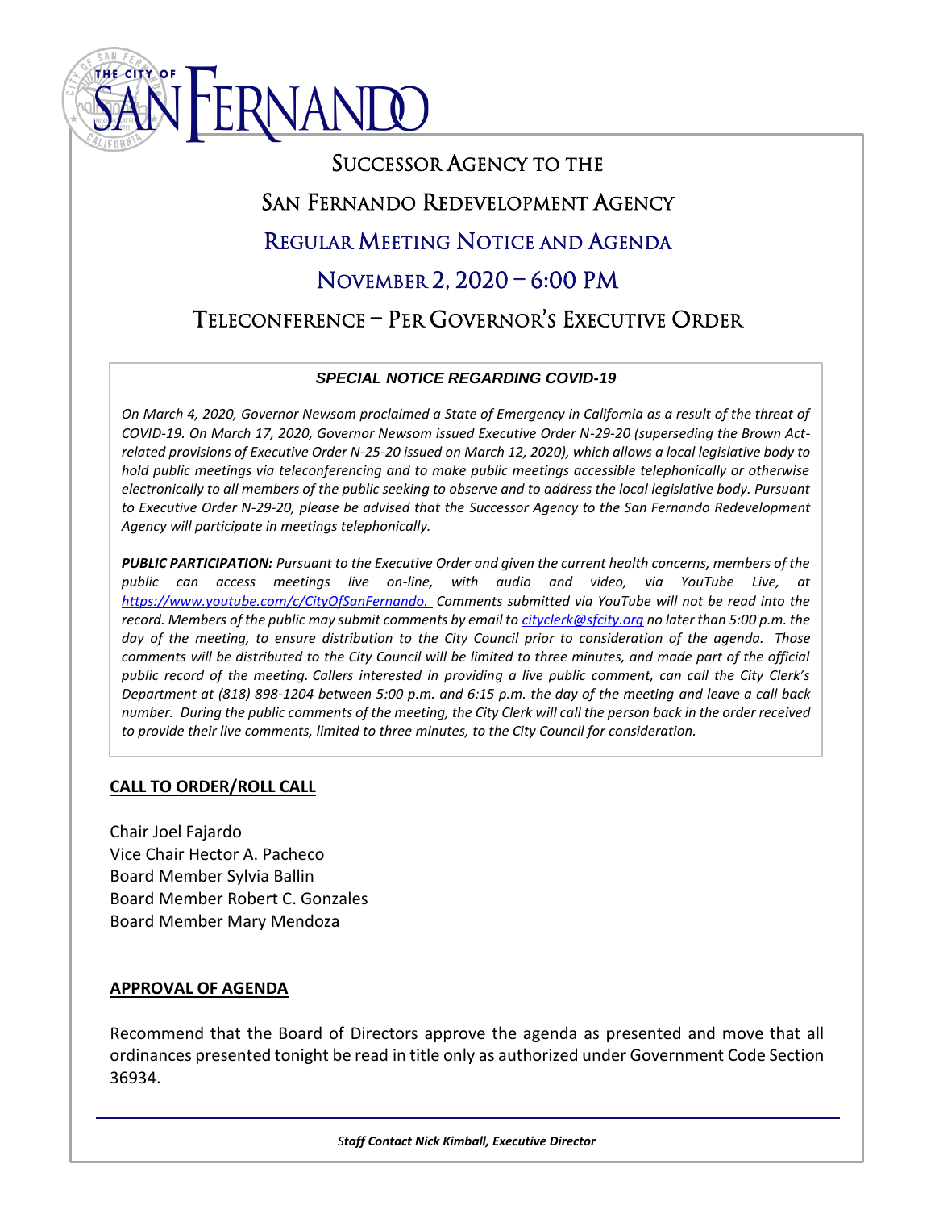# THE CITY OF SAN FERNANDO

# Successor Agency to the San Fernando Redevelopment Agency

## Regular Meeting Notice and Agenda

## November 2, 2020 – 6:00 PM

## Teleconference – Per Governor's Executive Order

***SPECIAL NOTICE REGARDING COVID-19***

*On March 4, 2020, Governor Newsom proclaimed a State of Emergency in California as a result of the threat of COVID-19. On March 17, 2020, Governor Newsom issued Executive Order N-29-20 (superseding the Brown Act-related provisions of Executive Order N-25-20 issued on March 12, 2020), which allows a local legislative body to hold public meetings via teleconferencing and to make public meetings accessible telephonically or otherwise electronically to all members of the public seeking to observe and to address the local legislative body. Pursuant to Executive Order N-29-20, please be advised that the Successor Agency to the San Fernando Redevelopment Agency will participate in meetings telephonically.*

***PUBLIC PARTICIPATION:*** *Pursuant to the Executive Order and given the current health concerns, members of the public can access meetings live on-line, with audio and video, via YouTube Live, at https://www.youtube.com/c/CityOfSanFernando. Comments submitted via YouTube will not be read into the record. Members of the public may submit comments by email to cityclerk@sfcity.org no later than 5:00 p.m. the day of the meeting, to ensure distribution to the City Council prior to consideration of the agenda. Those comments will be distributed to the City Council will be limited to three minutes, and made part of the official public record of the meeting. Callers interested in providing a live public comment, can call the City Clerk's Department at (818) 898-1204 between 5:00 p.m. and 6:15 p.m. the day of the meeting and leave a call back number. During the public comments of the meeting, the City Clerk will call the person back in the order received to provide their live comments, limited to three minutes, to the City Council for consideration.*

**CALL TO ORDER/ROLL CALL**

Chair Joel Fajardo
Vice Chair Hector A. Pacheco
Board Member Sylvia Ballin
Board Member Robert C. Gonzales
Board Member Mary Mendoza

**APPROVAL OF AGENDA**

Recommend that the Board of Directors approve the agenda as presented and move that all ordinances presented tonight be read in title only as authorized under Government Code Section 36934.

***Staff Contact Nick Kimball, Executive Director***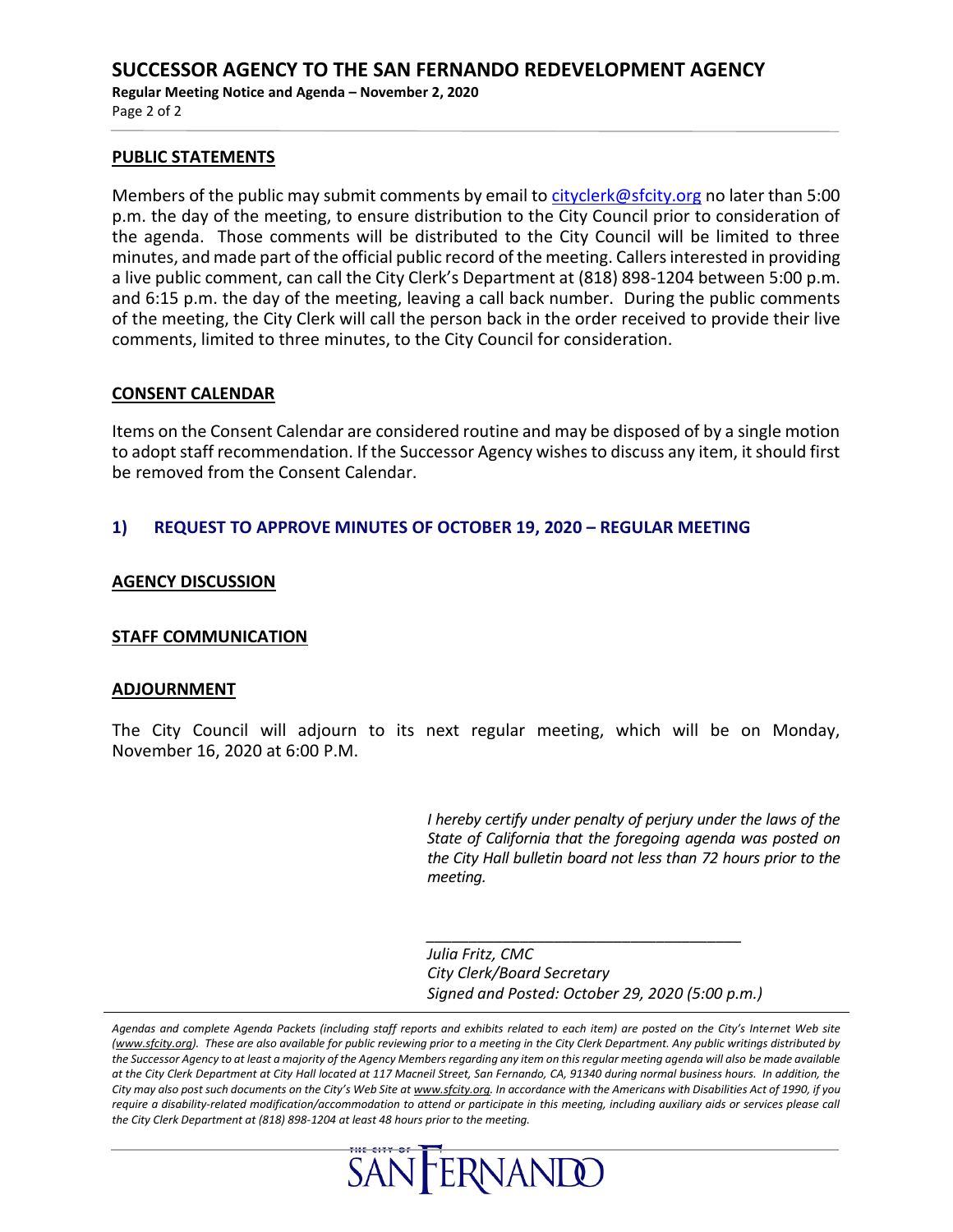## PUBLIC STATEMENTS

Members of the public may submit comments by email to cityclerk@sfcity.org no later than 5:00 p.m. the day of the meeting, to ensure distribution to the City Council prior to consideration of the agenda. Those comments will be distributed to the City Council will be limited to three minutes, and made part of the official public record of the meeting. Callers interested in providing a live public comment, can call the City Clerk's Department at (818) 898-1204 between 5:00 p.m. and 6:15 p.m. the day of the meeting, leaving a call back number. During the public comments of the meeting, the City Clerk will call the person back in the order received to provide their live comments, limited to three minutes, to the City Council for consideration.

## CONSENT CALENDAR

Items on the Consent Calendar are considered routine and may be disposed of by a single motion to adopt staff recommendation. If the Successor Agency wishes to discuss any item, it should first be removed from the Consent Calendar.

### 1) REQUEST TO APPROVE MINUTES OF OCTOBER 19, 2020 – REGULAR MEETING

## AGENCY DISCUSSION

## STAFF COMMUNICATION

## ADJOURNMENT

The City Council will adjourn to its next regular meeting, which will be on Monday, November 16, 2020 at 6:00 P.M.

*I hereby certify under penalty of perjury under the laws of the State of California that the foregoing agenda was posted on the City Hall bulletin board not less than 72 hours prior to the meeting.*

_______________________________________

*Julia Fritz, CMC*
*City Clerk/Board Secretary*
*Signed and Posted: October 29, 2020 (5:00 p.m.)*

---

*Agendas and complete Agenda Packets (including staff reports and exhibits related to each item) are posted on the City's Internet Web site (www.sfcity.org). These are also available for public reviewing prior to a meeting in the City Clerk Department. Any public writings distributed by the Successor Agency to at least a majority of the Agency Members regarding any item on this regular meeting agenda will also be made available at the City Clerk Department at City Hall located at 117 Macneil Street, San Fernando, CA, 91340 during normal business hours. In addition, the City may also post such documents on the City's Web Site at www.sfcity.org. In accordance with the Americans with Disabilities Act of 1990, if you require a disability-related modification/accommodation to attend or participate in this meeting, including auxiliary aids or services please call the City Clerk Department at (818) 898-1204 at least 48 hours prior to the meeting.*